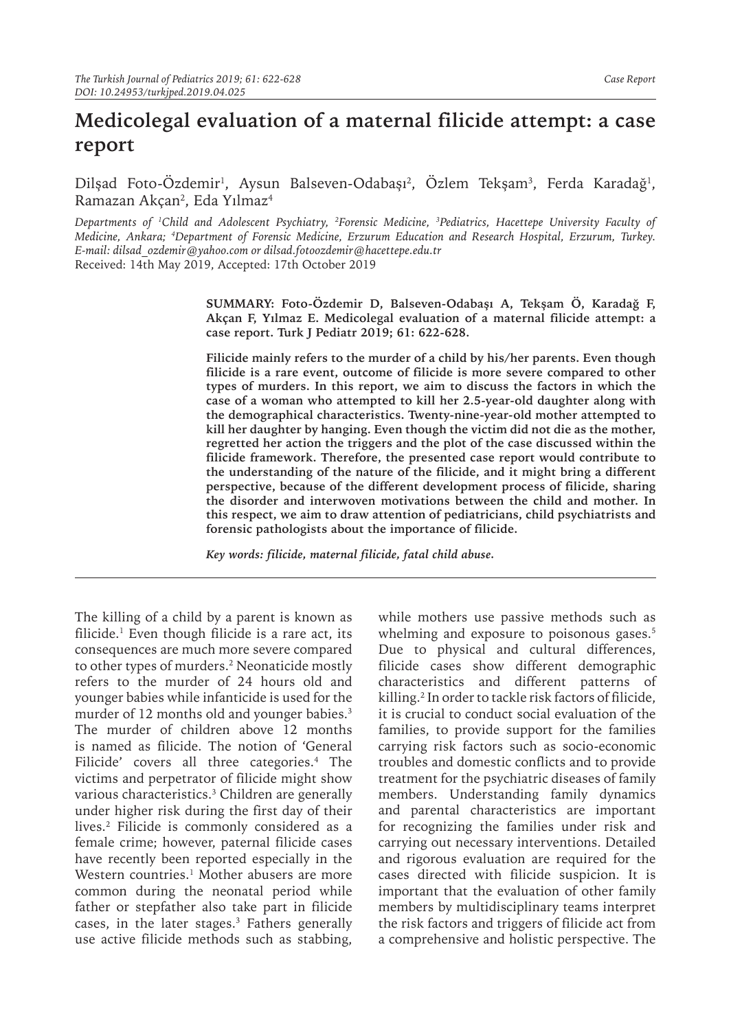# Medicolegal evaluation of a maternal filicide attempt: a case report

Dilşad Foto-Özdemir[1], Aysun Balseven-Odabaşı[2], Özlem Tekşam[3], Ferda Karadağ[1], Ramazan Akçan[2], Eda Yılmaz[4]

*Departments of [1]Child and Adolescent Psychiatry, [2]Forensic Medicine, [3]Pediatrics, Hacettepe University Faculty of Medicine, Ankara; [4]Department of Forensic Medicine, Erzurum Education and Research Hospital, Erzurum, Turkey. E-mail: dilsad_ozdemir@yahoo.com or dilsad.fotoozdemir@hacettepe.edu.tr*

Received: 14th May 2019, Accepted: 17th October 2019

**SUMMARY: Foto-Özdemir D, Balseven-Odabaşı A, Tekşam Ö, Karadağ F, Akçan F, Yılmaz E. Medicolegal evaluation of a maternal filicide attempt: a case report. Turk J Pediatr 2019; 61: 622-628.**

**Filicide mainly refers to the murder of a child by his/her parents. Even though filicide is a rare event, outcome of filicide is more severe compared to other types of murders. In this report, we aim to discuss the factors in which the case of a woman who attempted to kill her 2.5-year-old daughter along with the demographical characteristics. Twenty-nine-year-old mother attempted to kill her daughter by hanging. Even though the victim did not die as the mother, regretted her action the triggers and the plot of the case discussed within the filicide framework. Therefore, the presented case report would contribute to the understanding of the nature of the filicide, and it might bring a different perspective, because of the different development process of filicide, sharing the disorder and interwoven motivations between the child and mother. In this respect, we aim to draw attention of pediatricians, child psychiatrists and forensic pathologists about the importance of filicide.**

***Key words: filicide, maternal filicide, fatal child abuse.***

The killing of a child by a parent is known as filicide.[1] Even though filicide is a rare act, its consequences are much more severe compared to other types of murders.[2] Neonaticide mostly refers to the murder of 24 hours old and younger babies while infanticide is used for the murder of 12 months old and younger babies.[3] The murder of children above 12 months is named as filicide. The notion of 'General Filicide' covers all three categories.[4] The victims and perpetrator of filicide might show various characteristics.[3] Children are generally under higher risk during the first day of their lives.[2] Filicide is commonly considered as a female crime; however, paternal filicide cases have recently been reported especially in the Western countries.[1] Mother abusers are more common during the neonatal period while father or stepfather also take part in filicide cases, in the later stages.[3] Fathers generally use active filicide methods such as stabbing, while mothers use passive methods such as whelming and exposure to poisonous gases.[5] Due to physical and cultural differences, filicide cases show different demographic characteristics and different patterns of killing.[2] In order to tackle risk factors of filicide, it is crucial to conduct social evaluation of the families, to provide support for the families carrying risk factors such as socio-economic troubles and domestic conflicts and to provide treatment for the psychiatric diseases of family members. Understanding family dynamics and parental characteristics are important for recognizing the families under risk and carrying out necessary interventions. Detailed and rigorous evaluation are required for the cases directed with filicide suspicion. It is important that the evaluation of other family members by multidisciplinary teams interpret the risk factors and triggers of filicide act from a comprehensive and holistic perspective. The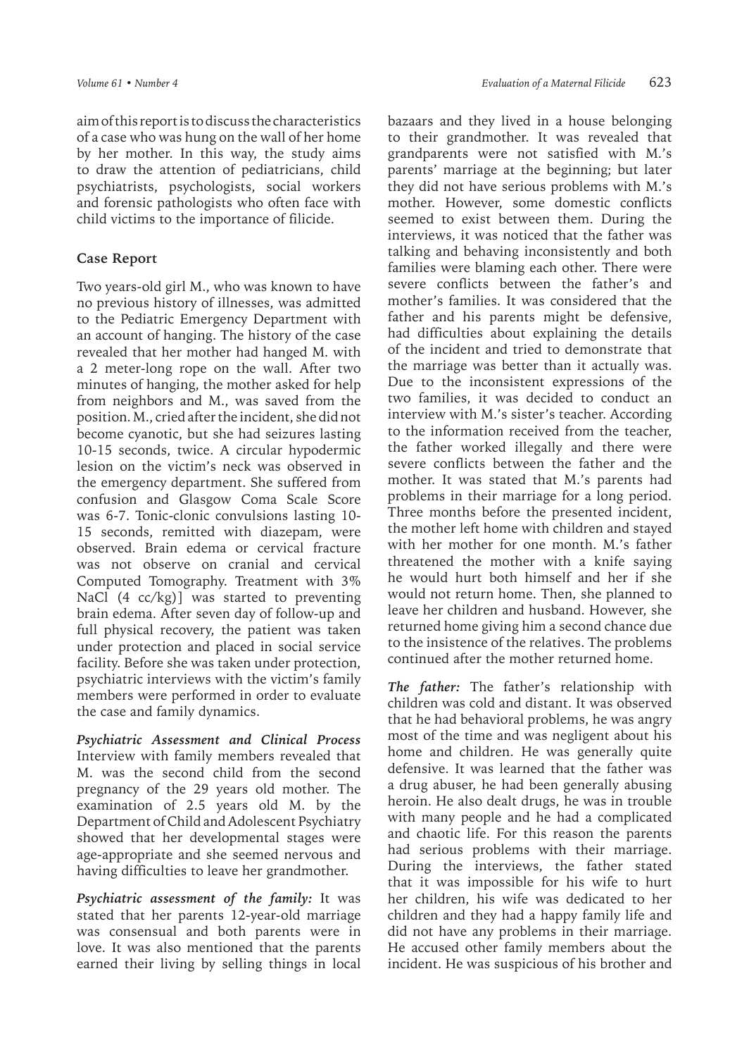aim of this report is to discuss the characteristics of a case who was hung on the wall of her home by her mother. In this way, the study aims to draw the attention of pediatricians, child psychiatrists, psychologists, social workers and forensic pathologists who often face with child victims to the importance of filicide.

## Case Report

Two years-old girl M., who was known to have no previous history of illnesses, was admitted to the Pediatric Emergency Department with an account of hanging. The history of the case revealed that her mother had hanged M. with a 2 meter-long rope on the wall. After two minutes of hanging, the mother asked for help from neighbors and M., was saved from the position. M., cried after the incident, she did not become cyanotic, but she had seizures lasting 10-15 seconds, twice. A circular hypodermic lesion on the victim's neck was observed in the emergency department. She suffered from confusion and Glasgow Coma Scale Score was 6-7. Tonic-clonic convulsions lasting 10-15 seconds, remitted with diazepam, were observed. Brain edema or cervical fracture was not observe on cranial and cervical Computed Tomography. Treatment with 3% NaCl (4 cc/kg)] was started to preventing brain edema. After seven day of follow-up and full physical recovery, the patient was taken under protection and placed in social service facility. Before she was taken under protection, psychiatric interviews with the victim's family members were performed in order to evaluate the case and family dynamics.

***Psychiatric Assessment and Clinical Process*** Interview with family members revealed that M. was the second child from the second pregnancy of the 29 years old mother. The examination of 2.5 years old M. by the Department of Child and Adolescent Psychiatry showed that her developmental stages were age-appropriate and she seemed nervous and having difficulties to leave her grandmother.

***Psychiatric assessment of the family:*** It was stated that her parents 12-year-old marriage was consensual and both parents were in love. It was also mentioned that the parents earned their living by selling things in local bazaars and they lived in a house belonging to their grandmother. It was revealed that grandparents were not satisfied with M.'s parents' marriage at the beginning; but later they did not have serious problems with M.'s mother. However, some domestic conflicts seemed to exist between them. During the interviews, it was noticed that the father was talking and behaving inconsistently and both families were blaming each other. There were severe conflicts between the father's and mother's families. It was considered that the father and his parents might be defensive, had difficulties about explaining the details of the incident and tried to demonstrate that the marriage was better than it actually was. Due to the inconsistent expressions of the two families, it was decided to conduct an interview with M.'s sister's teacher. According to the information received from the teacher, the father worked illegally and there were severe conflicts between the father and the mother. It was stated that M.'s parents had problems in their marriage for a long period. Three months before the presented incident, the mother left home with children and stayed with her mother for one month. M.'s father threatened the mother with a knife saying he would hurt both himself and her if she would not return home. Then, she planned to leave her children and husband. However, she returned home giving him a second chance due to the insistence of the relatives. The problems continued after the mother returned home.

***The father:*** The father's relationship with children was cold and distant. It was observed that he had behavioral problems, he was angry most of the time and was negligent about his home and children. He was generally quite defensive. It was learned that the father was a drug abuser, he had been generally abusing heroin. He also dealt drugs, he was in trouble with many people and he had a complicated and chaotic life. For this reason the parents had serious problems with their marriage. During the interviews, the father stated that it was impossible for his wife to hurt her children, his wife was dedicated to her children and they had a happy family life and did not have any problems in their marriage. He accused other family members about the incident. He was suspicious of his brother and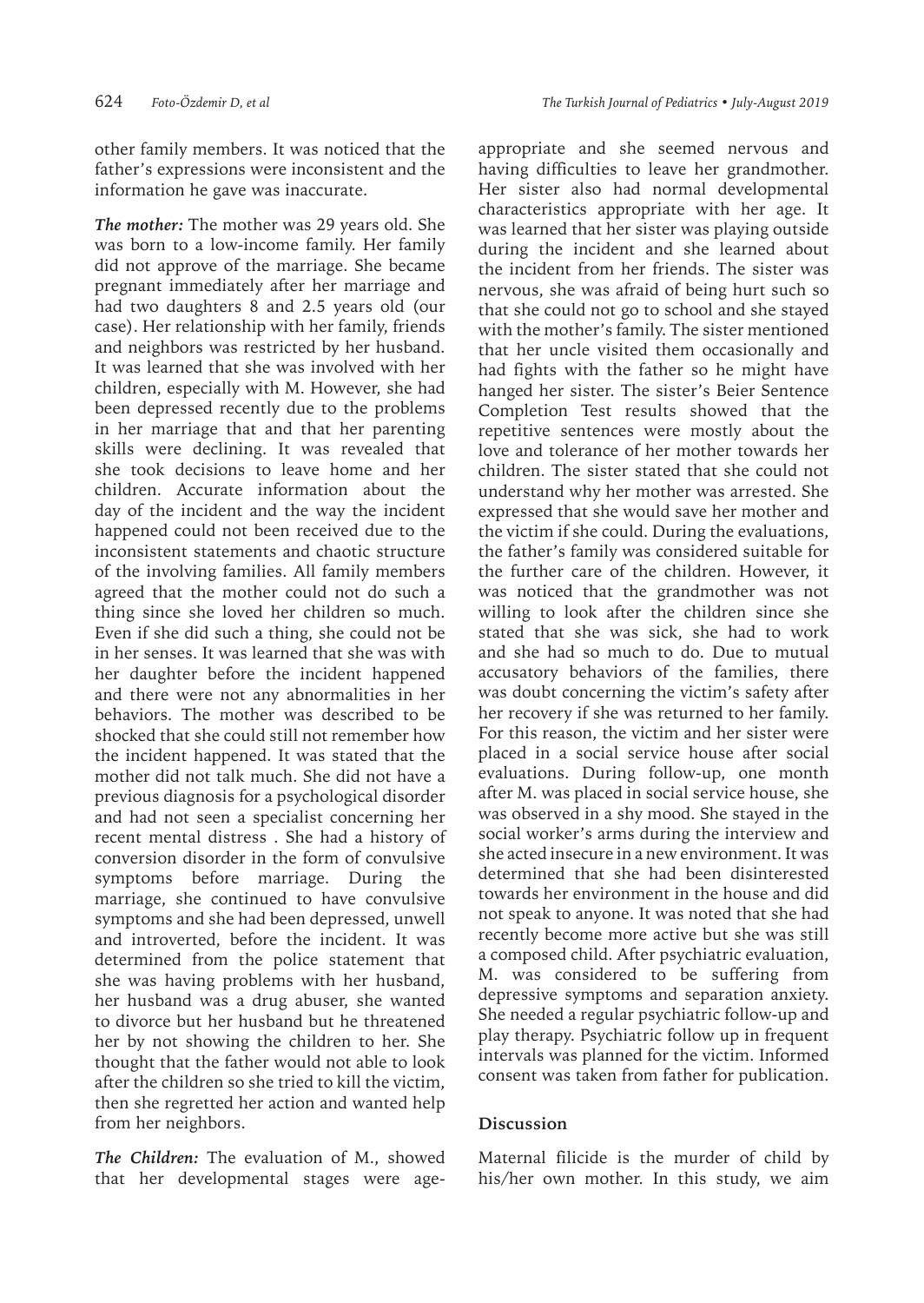other family members. It was noticed that the father's expressions were inconsistent and the information he gave was inaccurate.

***The mother:*** The mother was 29 years old. She was born to a low-income family. Her family did not approve of the marriage. She became pregnant immediately after her marriage and had two daughters 8 and 2.5 years old (our case). Her relationship with her family, friends and neighbors was restricted by her husband. It was learned that she was involved with her children, especially with M. However, she had been depressed recently due to the problems in her marriage that and that her parenting skills were declining. It was revealed that she took decisions to leave home and her children. Accurate information about the day of the incident and the way the incident happened could not been received due to the inconsistent statements and chaotic structure of the involving families. All family members agreed that the mother could not do such a thing since she loved her children so much. Even if she did such a thing, she could not be in her senses. It was learned that she was with her daughter before the incident happened and there were not any abnormalities in her behaviors. The mother was described to be shocked that she could still not remember how the incident happened. It was stated that the mother did not talk much. She did not have a previous diagnosis for a psychological disorder and had not seen a specialist concerning her recent mental distress . She had a history of conversion disorder in the form of convulsive symptoms before marriage. During the marriage, she continued to have convulsive symptoms and she had been depressed, unwell and introverted, before the incident. It was determined from the police statement that she was having problems with her husband, her husband was a drug abuser, she wanted to divorce but her husband but he threatened her by not showing the children to her. She thought that the father would not able to look after the children so she tried to kill the victim, then she regretted her action and wanted help from her neighbors.

***The Children:*** The evaluation of M., showed that her developmental stages were age-appropriate and she seemed nervous and having difficulties to leave her grandmother. Her sister also had normal developmental characteristics appropriate with her age. It was learned that her sister was playing outside during the incident and she learned about the incident from her friends. The sister was nervous, she was afraid of being hurt such so that she could not go to school and she stayed with the mother's family. The sister mentioned that her uncle visited them occasionally and had fights with the father so he might have hanged her sister. The sister's Beier Sentence Completion Test results showed that the repetitive sentences were mostly about the love and tolerance of her mother towards her children. The sister stated that she could not understand why her mother was arrested. She expressed that she would save her mother and the victim if she could. During the evaluations, the father's family was considered suitable for the further care of the children. However, it was noticed that the grandmother was not willing to look after the children since she stated that she was sick, she had to work and she had so much to do. Due to mutual accusatory behaviors of the families, there was doubt concerning the victim's safety after her recovery if she was returned to her family. For this reason, the victim and her sister were placed in a social service house after social evaluations. During follow-up, one month after M. was placed in social service house, she was observed in a shy mood. She stayed in the social worker's arms during the interview and she acted insecure in a new environment. It was determined that she had been disinterested towards her environment in the house and did not speak to anyone. It was noted that she had recently become more active but she was still a composed child. After psychiatric evaluation, M. was considered to be suffering from depressive symptoms and separation anxiety. She needed a regular psychiatric follow-up and play therapy. Psychiatric follow up in frequent intervals was planned for the victim. Informed consent was taken from father for publication.

## Discussion

Maternal filicide is the murder of child by his/her own mother. In this study, we aim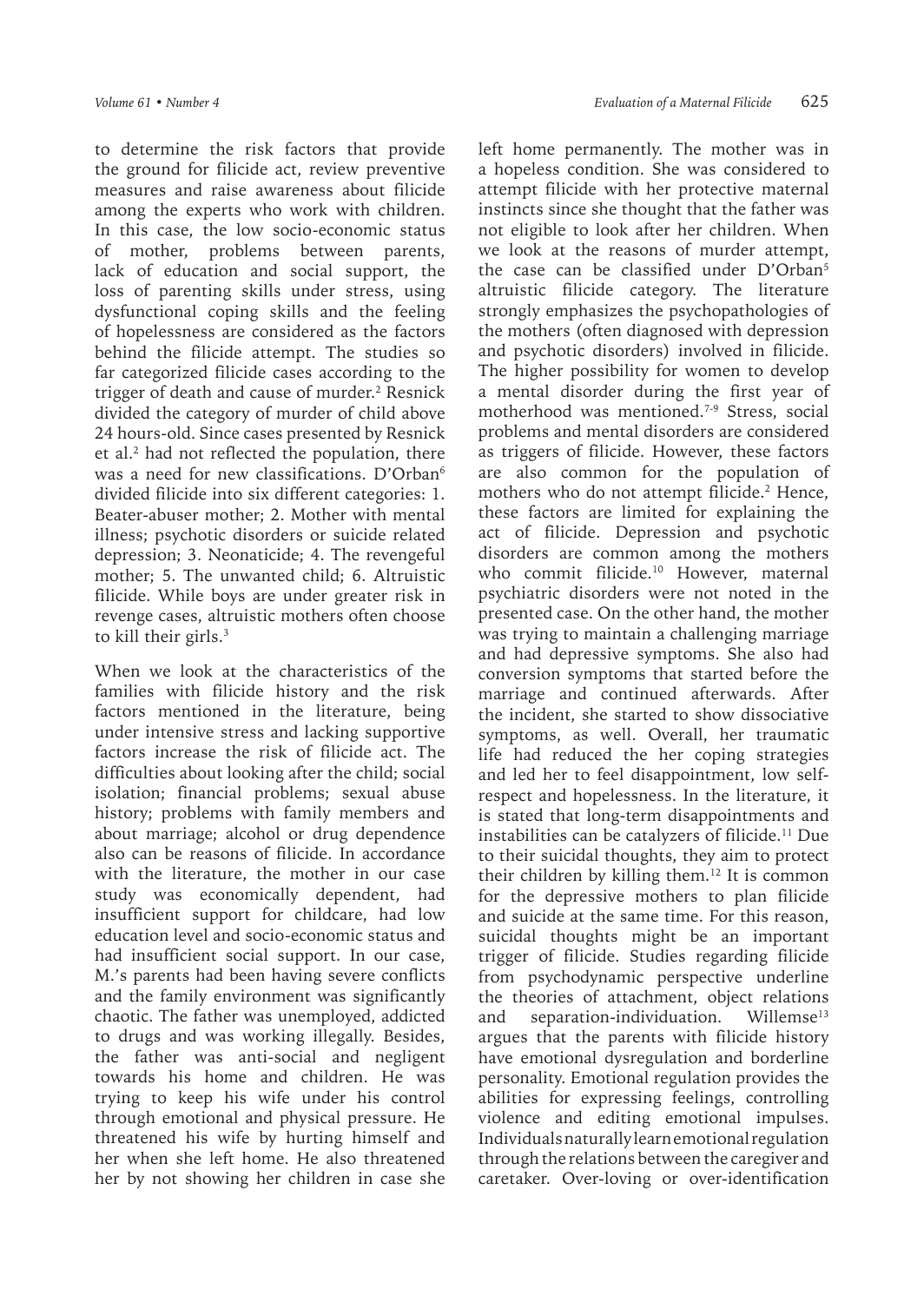to determine the risk factors that provide the ground for filicide act, review preventive measures and raise awareness about filicide among the experts who work with children. In this case, the low socio-economic status of mother, problems between parents, lack of education and social support, the loss of parenting skills under stress, using dysfunctional coping skills and the feeling of hopelessness are considered as the factors behind the filicide attempt. The studies so far categorized filicide cases according to the trigger of death and cause of murder.[2] Resnick divided the category of murder of child above 24 hours-old. Since cases presented by Resnick et al.[2] had not reflected the population, there was a need for new classifications. D'Orban[6] divided filicide into six different categories: 1. Beater-abuser mother; 2. Mother with mental illness; psychotic disorders or suicide related depression; 3. Neonaticide; 4. The revengeful mother; 5. The unwanted child; 6. Altruistic filicide. While boys are under greater risk in revenge cases, altruistic mothers often choose to kill their girls.[3]

When we look at the characteristics of the families with filicide history and the risk factors mentioned in the literature, being under intensive stress and lacking supportive factors increase the risk of filicide act. The difficulties about looking after the child; social isolation; financial problems; sexual abuse history; problems with family members and about marriage; alcohol or drug dependence also can be reasons of filicide. In accordance with the literature, the mother in our case study was economically dependent, had insufficient support for childcare, had low education level and socio-economic status and had insufficient social support. In our case, M.'s parents had been having severe conflicts and the family environment was significantly chaotic. The father was unemployed, addicted to drugs and was working illegally. Besides, the father was anti-social and negligent towards his home and children. He was trying to keep his wife under his control through emotional and physical pressure. He threatened his wife by hurting himself and her when she left home. He also threatened her by not showing her children in case she left home permanently. The mother was in a hopeless condition. She was considered to attempt filicide with her protective maternal instincts since she thought that the father was not eligible to look after her children. When we look at the reasons of murder attempt, the case can be classified under D'Orban[5] altruistic filicide category. The literature strongly emphasizes the psychopathologies of the mothers (often diagnosed with depression and psychotic disorders) involved in filicide. The higher possibility for women to develop a mental disorder during the first year of motherhood was mentioned.[7-9] Stress, social problems and mental disorders are considered as triggers of filicide. However, these factors are also common for the population of mothers who do not attempt filicide.[2] Hence, these factors are limited for explaining the act of filicide. Depression and psychotic disorders are common among the mothers who commit filicide.[10] However, maternal psychiatric disorders were not noted in the presented case. On the other hand, the mother was trying to maintain a challenging marriage and had depressive symptoms. She also had conversion symptoms that started before the marriage and continued afterwards. After the incident, she started to show dissociative symptoms, as well. Overall, her traumatic life had reduced the her coping strategies and led her to feel disappointment, low self-respect and hopelessness. In the literature, it is stated that long-term disappointments and instabilities can be catalyzers of filicide.[11] Due to their suicidal thoughts, they aim to protect their children by killing them.[12] It is common for the depressive mothers to plan filicide and suicide at the same time. For this reason, suicidal thoughts might be an important trigger of filicide. Studies regarding filicide from psychodynamic perspective underline the theories of attachment, object relations and separation-individuation. Willemse[13] argues that the parents with filicide history have emotional dysregulation and borderline personality. Emotional regulation provides the abilities for expressing feelings, controlling violence and editing emotional impulses. Individuals naturally learn emotional regulation through the relations between the caregiver and caretaker. Over-loving or over-identification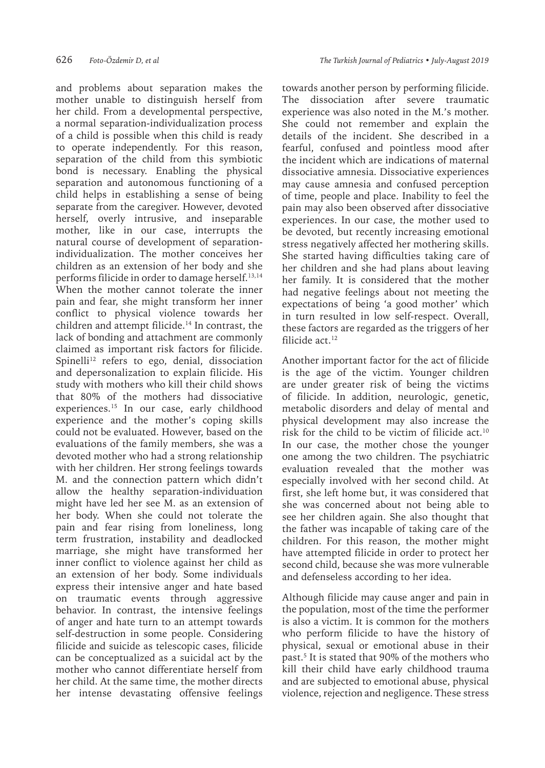and problems about separation makes the mother unable to distinguish herself from her child. From a developmental perspective, a normal separation-individualization process of a child is possible when this child is ready to operate independently. For this reason, separation of the child from this symbiotic bond is necessary. Enabling the physical separation and autonomous functioning of a child helps in establishing a sense of being separate from the caregiver. However, devoted herself, overly intrusive, and inseparable mother, like in our case, interrupts the natural course of development of separation-individualization. The mother conceives her children as an extension of her body and she performs filicide in order to damage herself.[13,14] When the mother cannot tolerate the inner pain and fear, she might transform her inner conflict to physical violence towards her children and attempt filicide.[14] In contrast, the lack of bonding and attachment are commonly claimed as important risk factors for filicide. Spinelli[12] refers to ego, denial, dissociation and depersonalization to explain filicide. His study with mothers who kill their child shows that 80% of the mothers had dissociative experiences.[15] In our case, early childhood experience and the mother's coping skills could not be evaluated. However, based on the evaluations of the family members, she was a devoted mother who had a strong relationship with her children. Her strong feelings towards M. and the connection pattern which didn't allow the healthy separation-individuation might have led her see M. as an extension of her body. When she could not tolerate the pain and fear rising from loneliness, long term frustration, instability and deadlocked marriage, she might have transformed her inner conflict to violence against her child as an extension of her body. Some individuals express their intensive anger and hate based on traumatic events through aggressive behavior. In contrast, the intensive feelings of anger and hate turn to an attempt towards self-destruction in some people. Considering filicide and suicide as telescopic cases, filicide can be conceptualized as a suicidal act by the mother who cannot differentiate herself from her child. At the same time, the mother directs her intense devastating offensive feelings towards another person by performing filicide. The dissociation after severe traumatic experience was also noted in the M.'s mother. She could not remember and explain the details of the incident. She described in a fearful, confused and pointless mood after the incident which are indications of maternal dissociative amnesia. Dissociative experiences may cause amnesia and confused perception of time, people and place. Inability to feel the pain may also been observed after dissociative experiences. In our case, the mother used to be devoted, but recently increasing emotional stress negatively affected her mothering skills. She started having difficulties taking care of her children and she had plans about leaving her family. It is considered that the mother had negative feelings about not meeting the expectations of being 'a good mother' which in turn resulted in low self-respect. Overall, these factors are regarded as the triggers of her filicide act.[12]

Another important factor for the act of filicide is the age of the victim. Younger children are under greater risk of being the victims of filicide. In addition, neurologic, genetic, metabolic disorders and delay of mental and physical development may also increase the risk for the child to be victim of filicide act.[10] In our case, the mother chose the younger one among the two children. The psychiatric evaluation revealed that the mother was especially involved with her second child. At first, she left home but, it was considered that she was concerned about not being able to see her children again. She also thought that the father was incapable of taking care of the children. For this reason, the mother might have attempted filicide in order to protect her second child, because she was more vulnerable and defenseless according to her idea.

Although filicide may cause anger and pain in the population, most of the time the performer is also a victim. It is common for the mothers who perform filicide to have the history of physical, sexual or emotional abuse in their past.[5] It is stated that 90% of the mothers who kill their child have early childhood trauma and are subjected to emotional abuse, physical violence, rejection and negligence. These stress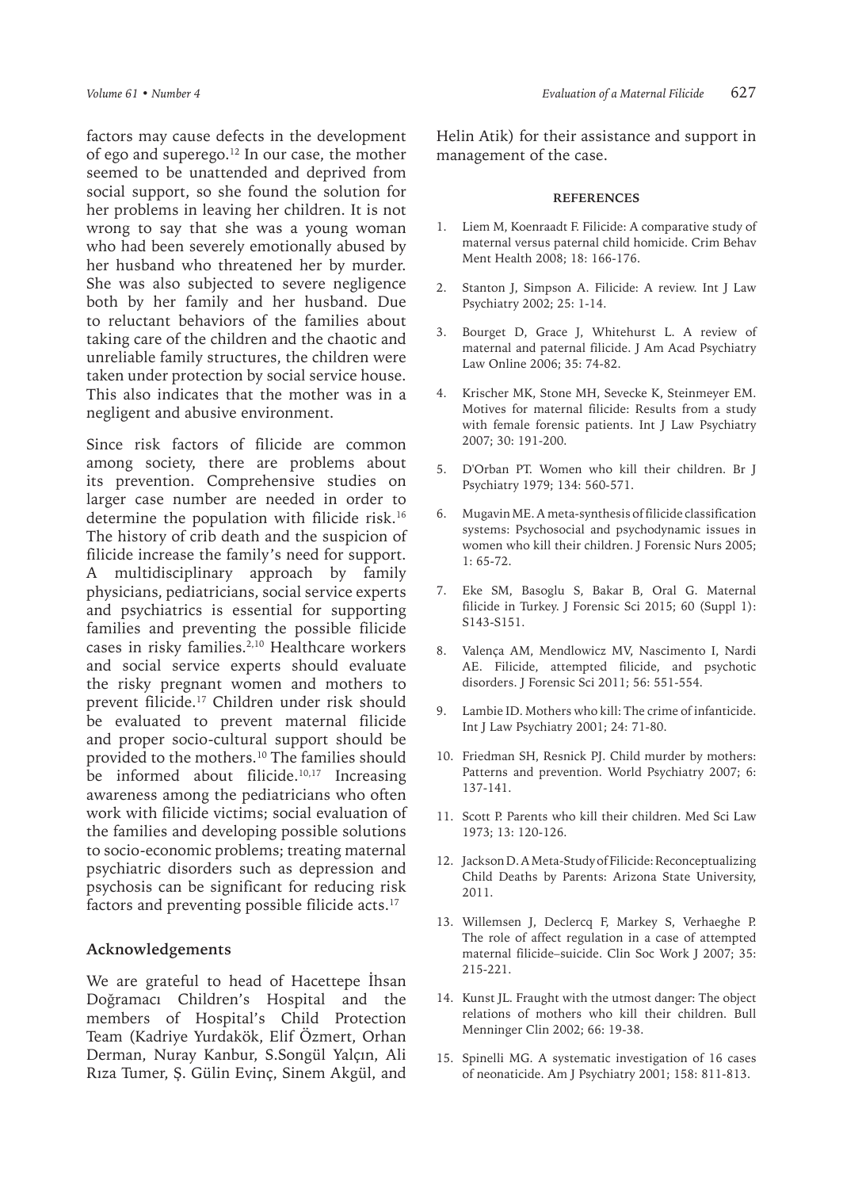factors may cause defects in the development of ego and superego.[12] In our case, the mother seemed to be unattended and deprived from social support, so she found the solution for her problems in leaving her children. It is not wrong to say that she was a young woman who had been severely emotionally abused by her husband who threatened her by murder. She was also subjected to severe negligence both by her family and her husband. Due to reluctant behaviors of the families about taking care of the children and the chaotic and unreliable family structures, the children were taken under protection by social service house. This also indicates that the mother was in a negligent and abusive environment.

Since risk factors of filicide are common among society, there are problems about its prevention. Comprehensive studies on larger case number are needed in order to determine the population with filicide risk.[16] The history of crib death and the suspicion of filicide increase the family's need for support. A multidisciplinary approach by family physicians, pediatricians, social service experts and psychiatrics is essential for supporting families and preventing the possible filicide cases in risky families.[2,10] Healthcare workers and social service experts should evaluate the risky pregnant women and mothers to prevent filicide.[17] Children under risk should be evaluated to prevent maternal filicide and proper socio-cultural support should be provided to the mothers.[10] The families should be informed about filicide.[10,17] Increasing awareness among the pediatricians who often work with filicide victims; social evaluation of the families and developing possible solutions to socio-economic problems; treating maternal psychiatric disorders such as depression and psychosis can be significant for reducing risk factors and preventing possible filicide acts.[17]

## Acknowledgements

We are grateful to head of Hacettepe İhsan Doğramacı Children's Hospital and the members of Hospital's Child Protection Team (Kadriye Yurdakök, Elif Özmert, Orhan Derman, Nuray Kanbur, S.Songül Yalçın, Ali Rıza Tumer, Ş. Gülin Evinç, Sinem Akgül, and Helin Atik) for their assistance and support in management of the case.

## REFERENCES

1. Liem M, Koenraadt F. Filicide: A comparative study of maternal versus paternal child homicide. Crim Behav Ment Health 2008; 18: 166-176.
2. Stanton J, Simpson A. Filicide: A review. Int J Law Psychiatry 2002; 25: 1-14.
3. Bourget D, Grace J, Whitehurst L. A review of maternal and paternal filicide. J Am Acad Psychiatry Law Online 2006; 35: 74-82.
4. Krischer MK, Stone MH, Sevecke K, Steinmeyer EM. Motives for maternal filicide: Results from a study with female forensic patients. Int J Law Psychiatry 2007; 30: 191-200.
5. D'Orban PT. Women who kill their children. Br J Psychiatry 1979; 134: 560-571.
6. Mugavin ME. A meta-synthesis of filicide classification systems: Psychosocial and psychodynamic issues in women who kill their children. J Forensic Nurs 2005; 1: 65-72.
7. Eke SM, Basoglu S, Bakar B, Oral G. Maternal filicide in Turkey. J Forensic Sci 2015; 60 (Suppl 1): S143-S151.
8. Valença AM, Mendlowicz MV, Nascimento I, Nardi AE. Filicide, attempted filicide, and psychotic disorders. J Forensic Sci 2011; 56: 551-554.
9. Lambie ID. Mothers who kill: The crime of infanticide. Int J Law Psychiatry 2001; 24: 71-80.
10. Friedman SH, Resnick PJ. Child murder by mothers: Patterns and prevention. World Psychiatry 2007; 6: 137-141.
11. Scott P. Parents who kill their children. Med Sci Law 1973; 13: 120-126.
12. Jackson D. A Meta-Study of Filicide: Reconceptualizing Child Deaths by Parents: Arizona State University, 2011.
13. Willemsen J, Declercq F, Markey S, Verhaeghe P. The role of affect regulation in a case of attempted maternal filicide–suicide. Clin Soc Work J 2007; 35: 215-221.
14. Kunst JL. Fraught with the utmost danger: The object relations of mothers who kill their children. Bull Menninger Clin 2002; 66: 19-38.
15. Spinelli MG. A systematic investigation of 16 cases of neonaticide. Am J Psychiatry 2001; 158: 811-813.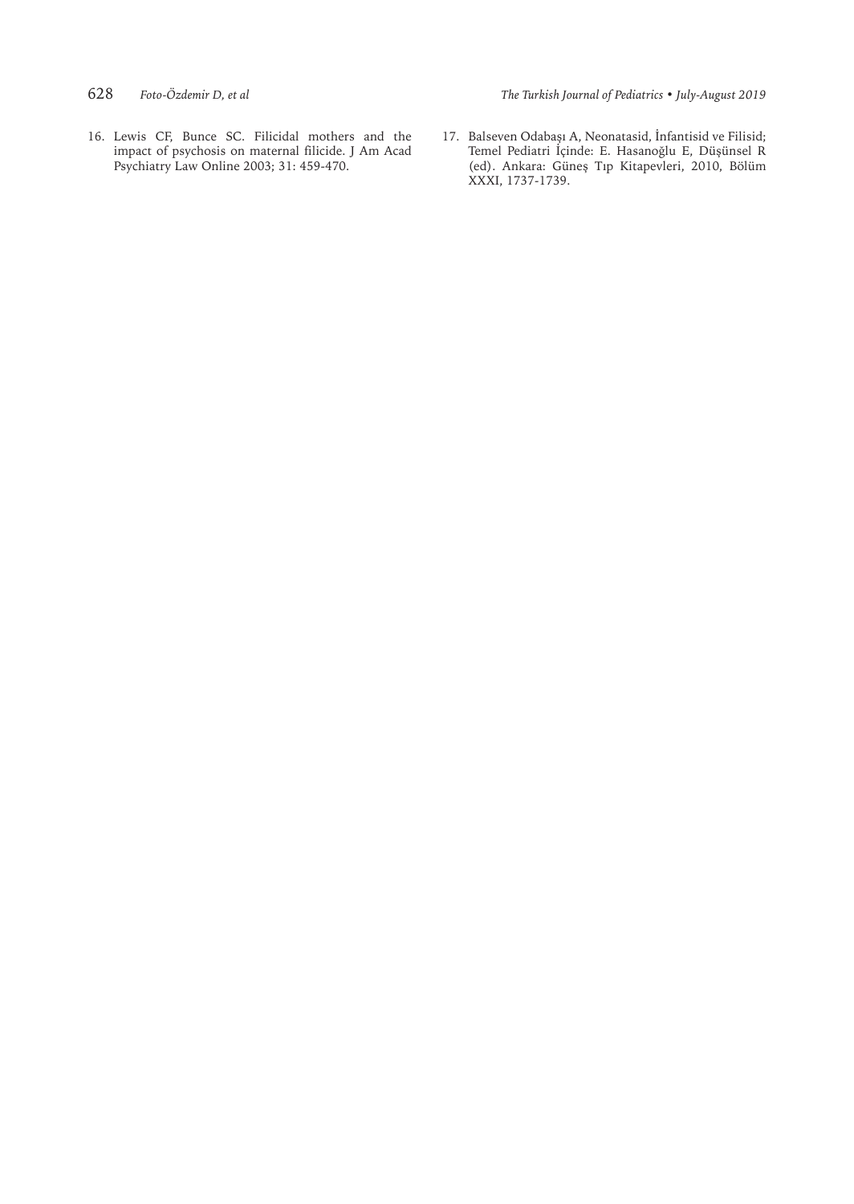16. Lewis CF, Bunce SC. Filicidal mothers and the impact of psychosis on maternal filicide. J Am Acad Psychiatry Law Online 2003; 31: 459-470.

17. Balseven Odabaşı A, Neonatasid, İnfantisid ve Filisid; Temel Pediatri İçinde: E. Hasanoğlu E, Düşünsel R (ed). Ankara: Güneş Tıp Kitapevleri, 2010, Bölüm XXXI, 1737-1739.